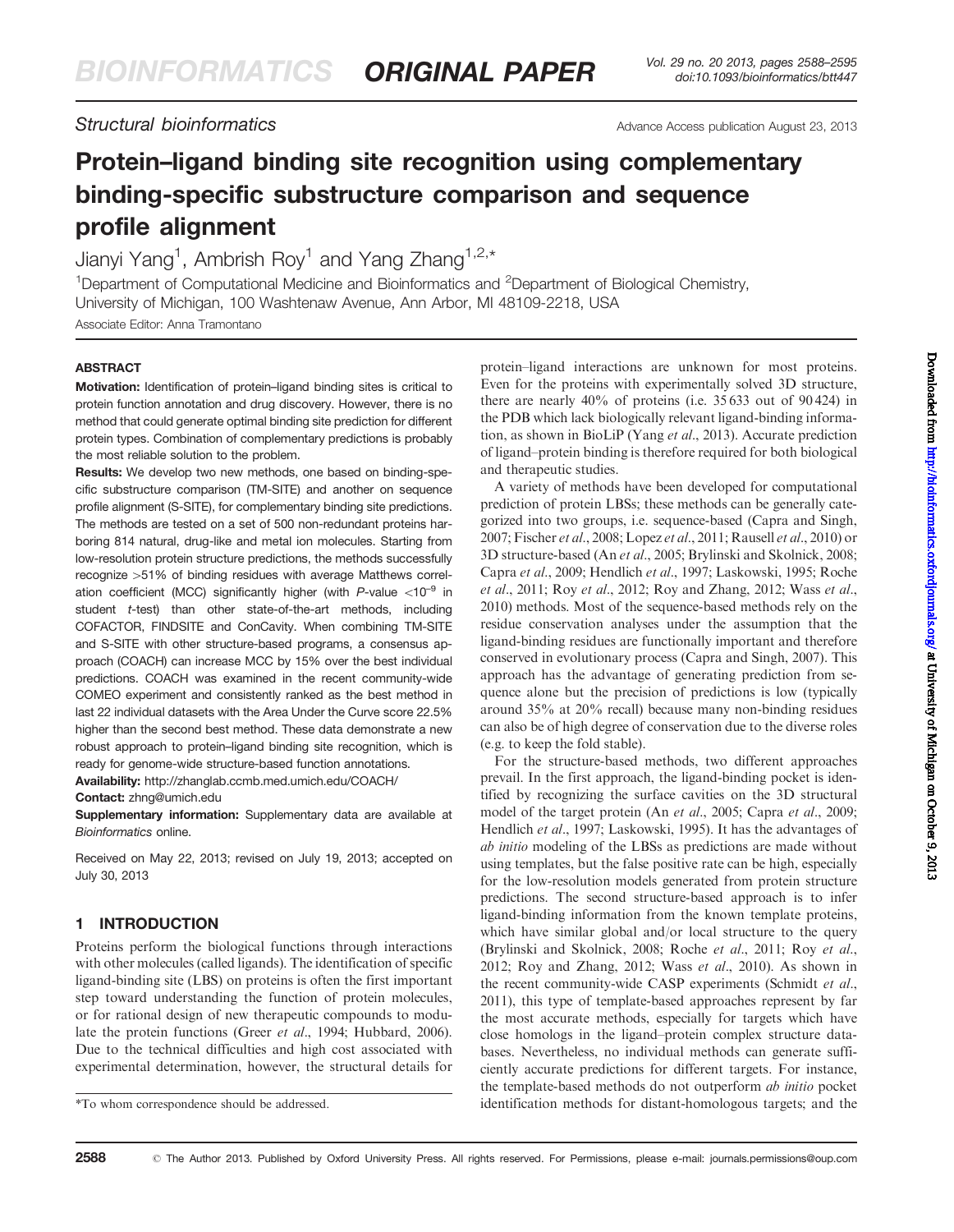Structural bioinformatics

Advance Access publication August 23, 2013

# Protein–ligand binding site recognition using complementary binding-specific substructure comparison and sequence profile alignment

Jianyi Yang[1], Ambrish Roy[1] and Yang Zhang[1,2,*]

[1]Department of Computational Medicine and Bioinformatics and [2]Department of Biological Chemistry, University of Michigan, 100 Washtenaw Avenue, Ann Arbor, MI 48109-2218, USA

Associate Editor: Anna Tramontano

## ABSTRACT

**Motivation:** Identification of protein–ligand binding sites is critical to protein function annotation and drug discovery. However, there is no method that could generate optimal binding site prediction for different protein types. Combination of complementary predictions is probably the most reliable solution to the problem.

**Results:** We develop two new methods, one based on binding-specific substructure comparison (TM-SITE) and another on sequence profile alignment (S-SITE), for complementary binding site predictions. The methods are tested on a set of 500 non-redundant proteins harboring 814 natural, drug-like and metal ion molecules. Starting from low-resolution protein structure predictions, the methods successfully recognize >51% of binding residues with average Matthews correlation coefficient (MCC) significantly higher (with $P$-value $<10^{-9}$ in student $t$-test) than other state-of-the-art methods, including COFACTOR, FINDSITE and ConCavity. When combining TM-SITE and S-SITE with other structure-based programs, a consensus approach (COACH) can increase MCC by 15% over the best individual predictions. COACH was examined in the recent community-wide COMEO experiment and consistently ranked as the best method in last 22 individual datasets with the Area Under the Curve score 22.5% higher than the second best method. These data demonstrate a new robust approach to protein–ligand binding site recognition, which is ready for genome-wide structure-based function annotations.

**Availability:** http://zhanglab.ccmb.med.umich.edu/COACH/

**Contact:** zhng@umich.edu

**Supplementary information:** Supplementary data are available at *Bioinformatics* online.

Received on May 22, 2013; revised on July 19, 2013; accepted on July 30, 2013

## 1 INTRODUCTION

Proteins perform the biological functions through interactions with other molecules (called ligands). The identification of specific ligand-binding site (LBS) on proteins is often the first important step toward understanding the function of protein molecules, or for rational design of new therapeutic compounds to modulate the protein functions (Greer *et al*., 1994; Hubbard, 2006). Due to the technical difficulties and high cost associated with experimental determination, however, the structural details for protein–ligand interactions are unknown for most proteins. Even for the proteins with experimentally solved 3D structure, there are nearly 40% of proteins (i.e. 35 633 out of 90 424) in the PDB which lack biologically relevant ligand-binding information, as shown in BioLiP (Yang *et al*., 2013). Accurate prediction of ligand–protein binding is therefore required for both biological and therapeutic studies.

A variety of methods have been developed for computational prediction of protein LBSs; these methods can be generally categorized into two groups, i.e. sequence-based (Capra and Singh, 2007; Fischer *et al*., 2008; Lopez *et al*., 2011; Rausell *et al*., 2010) or 3D structure-based (An *et al*., 2005; Brylinski and Skolnick, 2008; Capra *et al*., 2009; Hendlich *et al*., 1997; Laskowski, 1995; Roche *et al*., 2011; Roy *et al*., 2012; Roy and Zhang, 2012; Wass *et al*., 2010) methods. Most of the sequence-based methods rely on the residue conservation analyses under the assumption that the ligand-binding residues are functionally important and therefore conserved in evolutionary process (Capra and Singh, 2007). This approach has the advantage of generating prediction from sequence alone but the precision of predictions is low (typically around 35% at 20% recall) because many non-binding residues can also be of high degree of conservation due to the diverse roles (e.g. to keep the fold stable).

For the structure-based methods, two different approaches prevail. In the first approach, the ligand-binding pocket is identified by recognizing the surface cavities on the 3D structural model of the target protein (An *et al*., 2005; Capra *et al*., 2009; Hendlich *et al*., 1997; Laskowski, 1995). It has the advantages of *ab initio* modeling of the LBSs as predictions are made without using templates, but the false positive rate can be high, especially for the low-resolution models generated from protein structure predictions. The second structure-based approach is to infer ligand-binding information from the known template proteins, which have similar global and/or local structure to the query (Brylinski and Skolnick, 2008; Roche *et al*., 2011; Roy *et al*., 2012; Roy and Zhang, 2012; Wass *et al*., 2010). As shown in the recent community-wide CASP experiments (Schmidt *et al*., 2011), this type of template-based approaches represent by far the most accurate methods, especially for targets which have close homologs in the ligand–protein complex structure databases. Nevertheless, no individual methods can generate sufficiently accurate predictions for different targets. For instance, the template-based methods do not outperform *ab initio* pocket identification methods for distant-homologous targets; and the

*To whom correspondence should be addressed.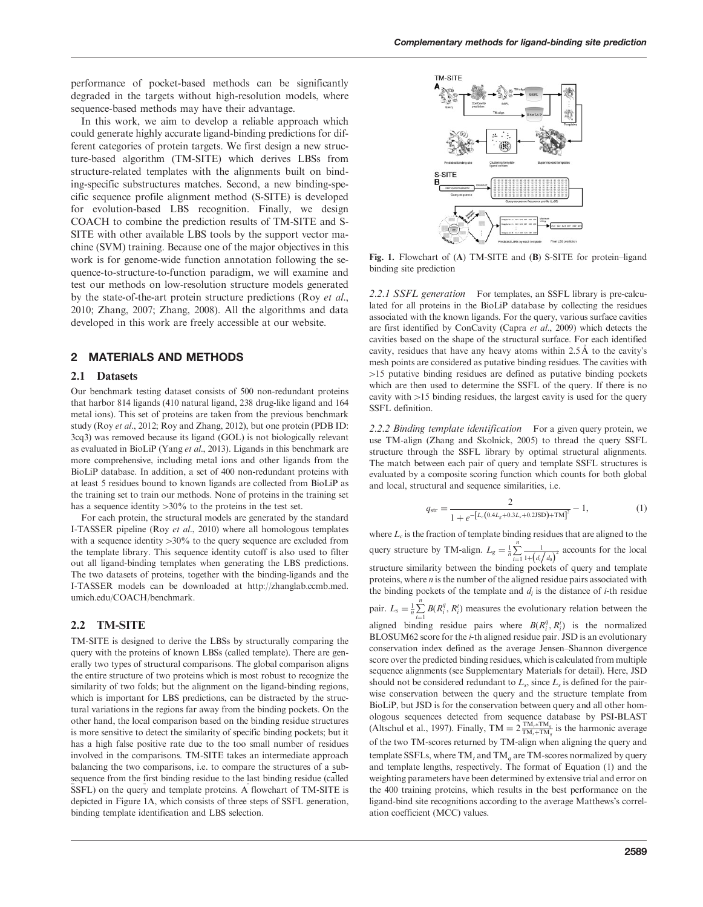performance of pocket-based methods can be significantly degraded in the targets without high-resolution models, where sequence-based methods may have their advantage.

In this work, we aim to develop a reliable approach which could generate highly accurate ligand-binding predictions for different categories of protein targets. We first design a new structure-based algorithm (TM-SITE) which derives LBSs from structure-related templates with the alignments built on binding-specific substructures matches. Second, a new binding-specific sequence profile alignment method (S-SITE) is developed for evolution-based LBS recognition. Finally, we design COACH to combine the prediction results of TM-SITE and S-SITE with other available LBS tools by the support vector machine (SVM) training. Because one of the major objectives in this work is for genome-wide function annotation following the sequence-to-structure-to-function paradigm, we will examine and test our methods on low-resolution structure models generated by the state-of-the-art protein structure predictions (Roy *et al.*, 2010; Zhang, 2007; Zhang, 2008). All the algorithms and data developed in this work are freely accessible at our website.

## 2 MATERIALS AND METHODS

### 2.1 Datasets

Our benchmark testing dataset consists of 500 non-redundant proteins that harbor 814 ligands (410 natural ligand, 238 drug-like ligand and 164 metal ions). This set of proteins are taken from the previous benchmark study (Roy *et al.*, 2012; Roy and Zhang, 2012), but one protein (PDB ID: 3cq3) was removed because its ligand (GOL) is not biologically relevant as evaluated in BioLiP (Yang *et al.*, 2013). Ligands in this benchmark are more comprehensive, including metal ions and other ligands from the BioLiP database. In addition, a set of 400 non-redundant proteins with at least 5 residues bound to known ligands are collected from BioLiP as the training set to train our methods. None of proteins in the training set has a sequence identity >30% to the proteins in the test set.

For each protein, the structural models are generated by the standard I-TASSER pipeline (Roy *et al.*, 2010) where all homologous templates with a sequence identity >30% to the query sequence are excluded from the template library. This sequence identity cutoff is also used to filter out all ligand-binding templates when generating the LBS predictions. The two datasets of proteins, together with the binding-ligands and the I-TASSER models can be downloaded at http://zhanglab.ccmb.med.umich.edu/COACH/benchmark.

### 2.2 TM-SITE

TM-SITE is designed to derive the LBSs by structurally comparing the query with the proteins of known LBSs (called template). There are generally two types of structural comparisons. The global comparison aligns the entire structure of two proteins which is most robust to recognize the similarity of two folds; but the alignment on the ligand-binding regions, which is important for LBS predictions, can be distracted by the structural variations in the regions far away from the binding pockets. On the other hand, the local comparison based on the binding residue structures is more sensitive to detect the similarity of specific binding pockets; but it has a high false positive rate due to the too small number of residues involved in the comparisons. TM-SITE takes an intermediate approach balancing the two comparisons, i.e. to compare the structures of a subsequence from the first binding residue to the last binding residue (called SSFL) on the query and template proteins. A flowchart of TM-SITE is depicted in Figure 1A, which consists of three steps of SSFL generation, binding template identification and LBS selection.

**Fig. 1.** Flowchart of (**A**) TM-SITE and (**B**) S-SITE for protein–ligand binding site prediction

*2.2.1 SSFL generation* For templates, an SSFL library is pre-calculated for all proteins in the BioLiP database by collecting the residues associated with the known ligands. For the query, various surface cavities are first identified by ConCavity (Capra *et al.*, 2009) which detects the cavities based on the shape of the structural surface. For each identified cavity, residues that have any heavy atoms within 2.5 Å to the cavity's mesh points are considered as putative binding residues. The cavities with >15 putative binding residues are defined as putative binding pockets which are then used to determine the SSFL of the query. If there is no cavity with >15 binding residues, the largest cavity is used for the query SSFL definition.

*2.2.2 Binding template identification* For a given query protein, we use TM-align (Zhang and Skolnick, 2005) to thread the query SSFL structure through the SSFL library by optimal structural alignments. The match between each pair of query and template SSFL structures is evaluated by a composite scoring function which counts for both global and local, structural and sequence similarities, i.e.

$$q_{\text{str}} = \frac{2}{1 + e^{-\left[L_c\left(0.4L_g + 0.3L_s + 0.2\text{JSD}\right) + \text{TM}\right]^2}} - 1, \tag{1}$$

where $L_c$ is the fraction of template binding residues that are aligned to the query structure by TM-align. $L_g = \frac{1}{n}\sum_{i=1}^{n}\frac{1}{1+\left(d_i/d_0\right)^2}$ accounts for the local structure similarity between the binding pockets of query and template proteins, where $n$ is the number of the aligned residue pairs associated with the binding pockets of the template and $d_i$ is the distance of $i$-th residue pair. $L_s = \frac{1}{n}\sum_{i=1}^{n} B(R_i^q, R_i^t)$ measures the evolutionary relation between the aligned binding residue pairs where $B(R_i^q, R_i^t)$ is the normalized BLOSUM62 score for the $i$-th aligned residue pair. JSD is an evolutionary conservation index defined as the average Jensen–Shannon divergence score over the predicted binding residues, which is calculated from multiple sequence alignments (see Supplementary Materials for detail). Here, JSD should not be considered redundant to $L_s$, since $L_s$ is defined for the pairwise conservation between the query and the structure template from BioLiP, but JSD is for the conservation between query and all other homologous sequences detected from sequence database by PSI-BLAST (Altschul et al., 1997). Finally, $\text{TM} = 2\frac{\text{TM}_t * \text{TM}_q}{\text{TM}_t + \text{TM}_q}$ is the harmonic average of the two TM-scores returned by TM-align when aligning the query and template SSFLs, where $\text{TM}_t$ and $\text{TM}_q$ are TM-scores normalized by query and template lengths, respectively. The format of Equation (1) and the weighting parameters have been determined by extensive trial and error on the 400 training proteins, which results in the best performance on the ligand-bind site recognitions according to the average Matthews's correlation coefficient (MCC) values.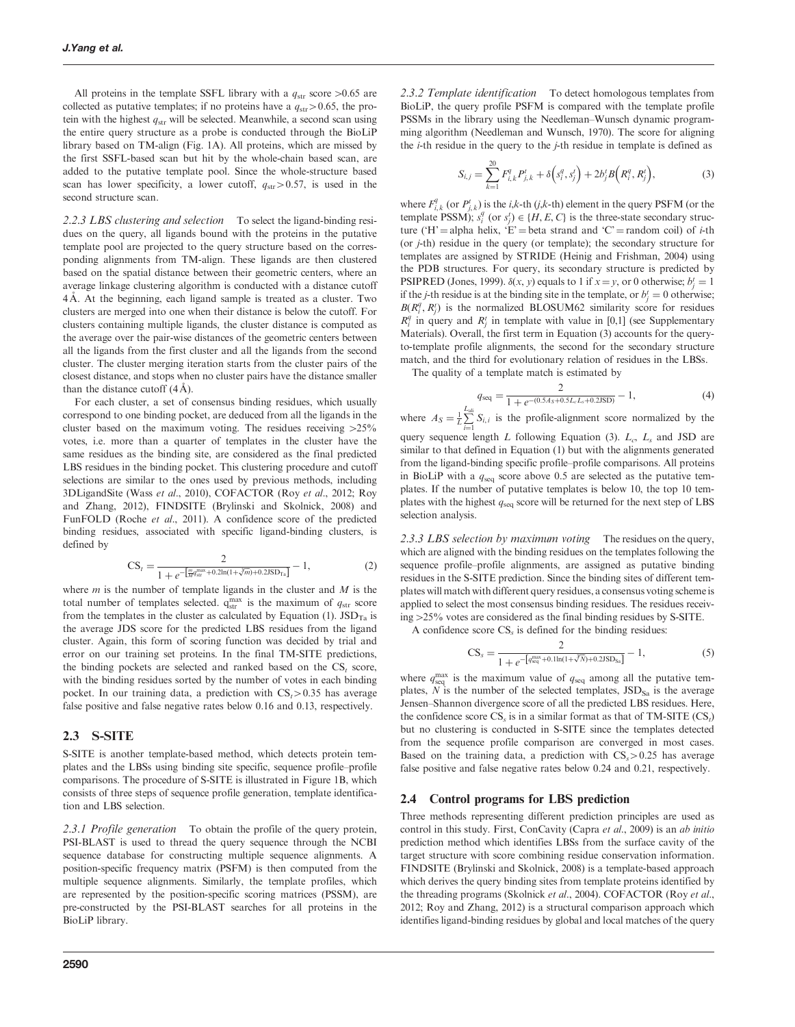All proteins in the template SSFL library with a $q_{str}$ score >0.65 are collected as putative templates; if no proteins have a $q_{str} > 0.65$, the protein with the highest $q_{str}$ will be selected. Meanwhile, a second scan using the entire query structure as a probe is conducted through the BioLiP library based on TM-align (Fig. 1A). All proteins, which are missed by the first SSFL-based scan but hit by the whole-chain based scan, are added to the putative template pool. Since the whole-structure based scan has lower specificity, a lower cutoff, $q_{str} > 0.57$, is used in the second structure scan.

*2.2.3 LBS clustering and selection* To select the ligand-binding residues on the query, all ligands bound with the proteins in the putative template pool are projected to the query structure based on the corresponding alignments from TM-align. These ligands are then clustered based on the spatial distance between their geometric centers, where an average linkage clustering algorithm is conducted with a distance cutoff 4 Å. At the beginning, each ligand sample is treated as a cluster. Two clusters are merged into one when their distance is below the cutoff. For clusters containing multiple ligands, the cluster distance is computed as the average over the pair-wise distances of the geometric centers between all the ligands from the first cluster and all the ligands from the second cluster. The cluster merging iteration starts from the cluster pairs of the closest distance, and stops when no cluster pairs have the distance smaller than the distance cutoff (4 Å).

For each cluster, a set of consensus binding residues, which usually correspond to one binding pocket, are deduced from all the ligands in the cluster based on the maximum voting. The residues receiving >25% votes, i.e. more than a quarter of templates in the cluster have the same residues as the binding site, are considered as the final predicted LBS residues in the binding pocket. This clustering procedure and cutoff selections are similar to the ones used by previous methods, including 3DLigandSite (Wass *et al*., 2010), COFACTOR (Roy *et al*., 2012; Roy and Zhang, 2012), FINDSITE (Brylinski and Skolnick, 2008) and FunFOLD (Roche *et al*., 2011). A confidence score of the predicted binding residues, associated with specific ligand-binding clusters, is defined by

$$\mathrm{CS}_t = \frac{2}{1 + e^{-\left[\frac{m}{M} q_{str}^{\max} + 0.2\ln(1+\sqrt[3]{m}) + 0.2\mathrm{JSD}_{\mathrm{Ta}}\right]}} - 1, \tag{2}$$

where $m$ is the number of template ligands in the cluster and $M$ is the total number of templates selected. $q_{str}^{\max}$ is the maximum of $q_{str}$ score from the templates in the cluster as calculated by Equation (1). $\mathrm{JSD}_{\mathrm{Ta}}$ is the average JDS score for the predicted LBS residues from the ligand cluster. Again, this form of scoring function was decided by trial and error on our training set proteins. In the final TM-SITE predictions, the binding pockets are selected and ranked based on the $\mathrm{CS}_t$ score, with the binding residues sorted by the number of votes in each binding pocket. In our training data, a prediction with $\mathrm{CS}_t > 0.35$ has average false positive and false negative rates below 0.16 and 0.13, respectively.

## 2.3 S-SITE

S-SITE is another template-based method, which detects protein templates and the LBSs using binding site specific, sequence profile–profile comparisons. The procedure of S-SITE is illustrated in Figure 1B, which consists of three steps of sequence profile generation, template identification and LBS selection.

*2.3.1 Profile generation* To obtain the profile of the query protein, PSI-BLAST is used to thread the query sequence through the NCBI sequence database for constructing multiple sequence alignments. A position-specific frequency matrix (PSFM) is then computed from the multiple sequence alignments. Similarly, the template profiles, which are represented by the position-specific scoring matrices (PSSM), are pre-constructed by the PSI-BLAST searches for all proteins in the BioLiP library.

*2.3.2 Template identification* To detect homologous templates from BioLiP, the query profile PSFM is compared with the template profile PSSMs in the library using the Needleman–Wunsch dynamic programming algorithm (Needleman and Wunsch, 1970). The score for aligning the $i$-th residue in the query to the $j$-th residue in template is defined as

$$S_{i,j} = \sum_{k=1}^{20} F_{i,k}^{q} P_{j,k}^{t} + \delta\left(s_i^q, s_j^t\right) + 2b_j^t B\left(R_i^q, R_j^t\right), \tag{3}$$

where $F_{i,k}^{q}$ (or $P_{j,k}^{t}$) is the $i,k$-th ($j,k$-th) element in the query PSFM (or the template PSSM); $s_i^q$ (or $s_j^t$) $\in \{H, E, C\}$ is the three-state secondary structure ('H' = alpha helix, 'E' = beta strand and 'C' = random coil) of $i$-th (or $j$-th) residue in the query (or template); the secondary structure for templates are assigned by STRIDE (Heinig and Frishman, 2004) using the PDB structures. For query, its secondary structure is predicted by PSIPRED (Jones, 1999). $\delta(x, y)$ equals to 1 if $x = y$, or 0 otherwise; $b_j^t = 1$ if the $j$-th residue is at the binding site in the template, or $b_j^t = 0$ otherwise; $B(R_i^q, R_j^t)$ is the normalized BLOSUM62 similarity score for residues $R_i^q$ in query and $R_j^t$ in template with value in [0,1] (see Supplementary Materials). Overall, the first term in Equation (3) accounts for the query-to-template profile alignments, the second for the secondary structure match, and the third for evolutionary relation of residues in the LBSs.

The quality of a template match is estimated by

$$q_{seq} = \frac{2}{1 + e^{-(0.5A_S + 0.5L_c L_s + 0.2\mathrm{JSD})}} - 1, \tag{4}$$

where $A_S = \frac{1}{L}\sum_{i=1}^{L_{ali}} S_{i,i}$ is the profile-alignment score normalized by the query sequence length $L$ following Equation (3). $L_c$, $L_s$ and JSD are similar to that defined in Equation (1) but with the alignments generated from the ligand-binding specific profile–profile comparisons. All proteins in BioLiP with a $q_{seq}$ score above 0.5 are selected as the putative templates. If the number of putative templates is below 10, the top 10 templates with the highest $q_{seq}$ score will be returned for the next step of LBS selection analysis.

*2.3.3 LBS selection by maximum voting* The residues on the query, which are aligned with the binding residues on the templates following the sequence profile–profile alignments, are assigned as putative binding residues in the S-SITE prediction. Since the binding sites of different templates will match with different query residues, a consensus voting scheme is applied to select the most consensus binding residues. The residues receiving >25% votes are considered as the final binding residues by S-SITE.

A confidence score $\mathrm{CS}_s$ is defined for the binding residues:

$$\mathrm{CS}_s = \frac{2}{1 + e^{-\left[q_{seq}^{\max} + 0.1\ln(1+\sqrt[3]{N}) + 0.2\mathrm{JSD}_{\mathrm{Sa}}\right]}} - 1, \tag{5}$$

where $q_{seq}^{\max}$ is the maximum value of $q_{seq}$ among all the putative templates, $N$ is the number of the selected templates, $\mathrm{JSD}_{\mathrm{Sa}}$ is the average Jensen–Shannon divergence score of all the predicted LBS residues. Here, the confidence score $\mathrm{CS}_s$ is in a similar format as that of TM-SITE ($\mathrm{CS}_t$) but no clustering is conducted in S-SITE since the templates detected from the sequence profile comparison are converged in most cases. Based on the training data, a prediction with $\mathrm{CS}_s > 0.25$ has average false positive and false negative rates below 0.24 and 0.21, respectively.

## 2.4 Control programs for LBS prediction

Three methods representing different prediction principles are used as control in this study. First, ConCavity (Capra *et al*., 2009) is an *ab initio* prediction method which identifies LBSs from the surface cavity of the target structure with score combining residue conservation information. FINDSITE (Brylinski and Skolnick, 2008) is a template-based approach which derives the query binding sites from template proteins identified by the threading programs (Skolnick *et al*., 2004). COFACTOR (Roy *et al*., 2012; Roy and Zhang, 2012) is a structural comparison approach which identifies ligand-binding residues by global and local matches of the query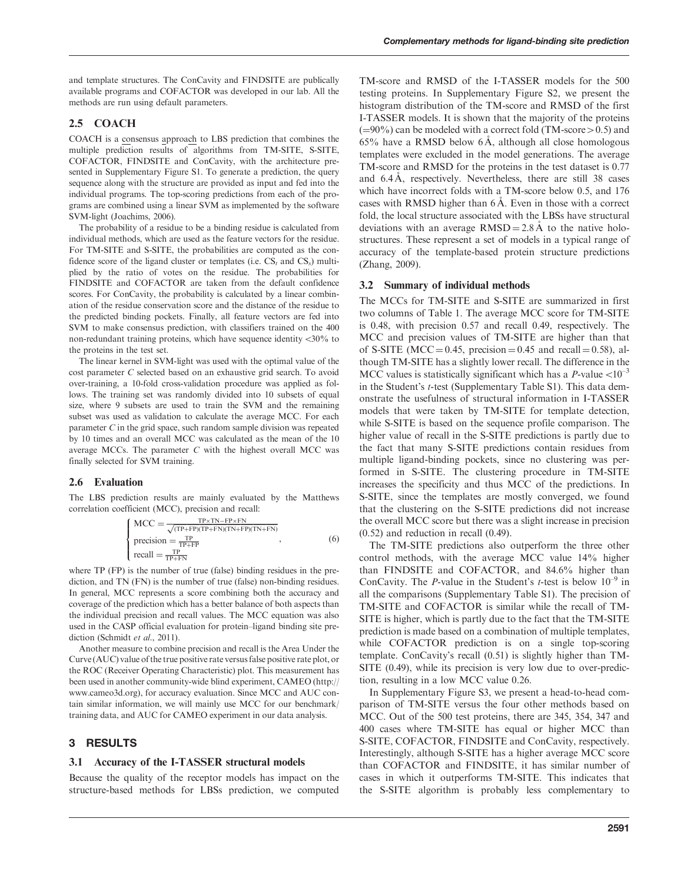and template structures. The ConCavity and FINDSITE are publically available programs and COFACTOR was developed in our lab. All the methods are run using default parameters.

## 2.5 COACH

COACH is a consensus approach to LBS prediction that combines the multiple prediction results of algorithms from TM-SITE, S-SITE, COFACTOR, FINDSITE and ConCavity, with the architecture presented in Supplementary Figure S1. To generate a prediction, the query sequence along with the structure are provided as input and fed into the individual programs. The top-scoring predictions from each of the programs are combined using a linear SVM as implemented by the software SVM-light (Joachims, 2006).

The probability of a residue to be a binding residue is calculated from individual methods, which are used as the feature vectors for the residue. For TM-SITE and S-SITE, the probabilities are computed as the confidence score of the ligand cluster or templates (i.e. $CS_t$ and $CS_s$) multiplied by the ratio of votes on the residue. The probabilities for FINDSITE and COFACTOR are taken from the default confidence scores. For ConCavity, the probability is calculated by a linear combination of the residue conservation score and the distance of the residue to the predicted binding pockets. Finally, all feature vectors are fed into SVM to make consensus prediction, with classifiers trained on the 400 non-redundant training proteins, which have sequence identity <30% to the proteins in the test set.

The linear kernel in SVM-light was used with the optimal value of the cost parameter $C$ selected based on an exhaustive grid search. To avoid over-training, a 10-fold cross-validation procedure was applied as follows. The training set was randomly divided into 10 subsets of equal size, where 9 subsets are used to train the SVM and the remaining subset was used as validation to calculate the average MCC. For each parameter $C$ in the grid space, such random sample division was repeated by 10 times and an overall MCC was calculated as the mean of the 10 average MCCs. The parameter $C$ with the highest overall MCC was finally selected for SVM training.

## 2.6 Evaluation

The LBS prediction results are mainly evaluated by the Matthews correlation coefficient (MCC), precision and recall:

$$\begin{cases} \text{MCC} = \frac{\text{TP}\times\text{TN}-\text{FP}\times\text{FN}}{\sqrt{(\text{TP}+\text{FP})(\text{TP}+\text{FN})(\text{TN}+\text{FP})(\text{TN}+\text{FN})}} \\ \text{precision} = \frac{\text{TP}}{\text{TP}+\text{FP}} \\ \text{recall} = \frac{\text{TP}}{\text{TP}+\text{FN}} \end{cases}, \tag{6}$$

where TP (FP) is the number of true (false) binding residues in the prediction, and TN (FN) is the number of true (false) non-binding residues. In general, MCC represents a score combining both the accuracy and coverage of the prediction which has a better balance of both aspects than the individual precision and recall values. The MCC equation was also used in the CASP official evaluation for protein–ligand binding site prediction (Schmidt *et al.*, 2011).

Another measure to combine precision and recall is the Area Under the Curve (AUC) value of the true positive rate versus false positive rate plot, or the ROC (Receiver Operating Characteristic) plot. This measurement has been used in another community-wide blind experiment, CAMEO (http://www.cameo3d.org), for accuracy evaluation. Since MCC and AUC contain similar information, we will mainly use MCC for our benchmark/training data, and AUC for CAMEO experiment in our data analysis.

# 3 RESULTS

## 3.1 Accuracy of the I-TASSER structural models

Because the quality of the receptor models has impact on the structure-based methods for LBSs prediction, we computed TM-score and RMSD of the I-TASSER models for the 500 testing proteins. In Supplementary Figure S2, we present the histogram distribution of the TM-score and RMSD of the first I-TASSER models. It is shown that the majority of the proteins (=90%) can be modeled with a correct fold (TM-score > 0.5) and 65% have a RMSD below 6 Å, although all close homologous templates were excluded in the model generations. The average TM-score and RMSD for the proteins in the test dataset is 0.77 and 6.4 Å, respectively. Nevertheless, there are still 38 cases which have incorrect folds with a TM-score below 0.5, and 176 cases with RMSD higher than 6 Å. Even in those with a correct fold, the local structure associated with the LBSs have structural deviations with an average RMSD = 2.8 Å to the native holo-structures. These represent a set of models in a typical range of accuracy of the template-based protein structure predictions (Zhang, 2009).

## 3.2 Summary of individual methods

The MCCs for TM-SITE and S-SITE are summarized in first two columns of Table 1. The average MCC score for TM-SITE is 0.48, with precision 0.57 and recall 0.49, respectively. The MCC and precision values of TM-SITE are higher than that of S-SITE (MCC = 0.45, precision = 0.45 and recall = 0.58), although TM-SITE has a slightly lower recall. The difference in the MCC values is statistically significant which has a $P$-value $<10^{-3}$ in the Student's $t$-test (Supplementary Table S1). This data demonstrate the usefulness of structural information in I-TASSER models that were taken by TM-SITE for template detection, while S-SITE is based on the sequence profile comparison. The higher value of recall in the S-SITE predictions is partly due to the fact that many S-SITE predictions contain residues from multiple ligand-binding pockets, since no clustering was performed in S-SITE. The clustering procedure in TM-SITE increases the specificity and thus MCC of the predictions. In S-SITE, since the templates are mostly converged, we found that the clustering on the S-SITE predictions did not increase the overall MCC score but there was a slight increase in precision (0.52) and reduction in recall (0.49).

The TM-SITE predictions also outperform the three other control methods, with the average MCC value 14% higher than FINDSITE and COFACTOR, and 84.6% higher than ConCavity. The $P$-value in the Student's $t$-test is below $10^{-9}$ in all the comparisons (Supplementary Table S1). The precision of TM-SITE and COFACTOR is similar while the recall of TM-SITE is higher, which is partly due to the fact that the TM-SITE prediction is made based on a combination of multiple templates, while COFACTOR prediction is on a single top-scoring template. ConCavity's recall (0.51) is slightly higher than TM-SITE (0.49), while its precision is very low due to over-prediction, resulting in a low MCC value 0.26.

In Supplementary Figure S3, we present a head-to-head comparison of TM-SITE versus the four other methods based on MCC. Out of the 500 test proteins, there are 345, 354, 347 and 400 cases where TM-SITE has equal or higher MCC than S-SITE, COFACTOR, FINDSITE and ConCavity, respectively. Interestingly, although S-SITE has a higher average MCC score than COFACTOR and FINDSITE, it has similar number of cases in which it outperforms TM-SITE. This indicates that the S-SITE algorithm is probably less complementary to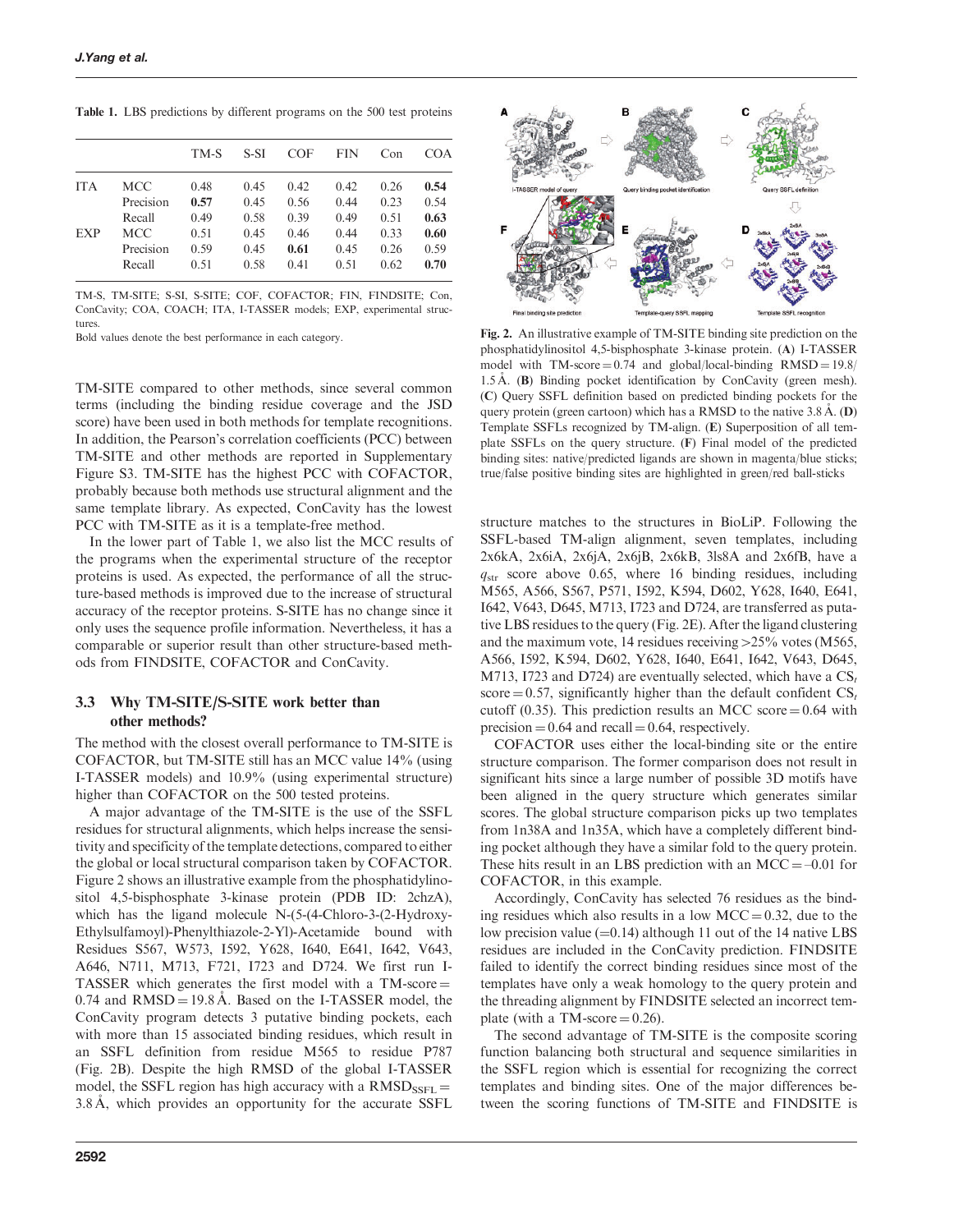Table 1. LBS predictions by different programs on the 500 test proteins

| | | TM-S | S-SI | COF | FIN | Con | COA |
|---|---|---|---|---|---|---|---|
| ITA | MCC | 0.48 | 0.45 | 0.42 | 0.42 | 0.26 | **0.54** |
| | Precision | **0.57** | 0.45 | 0.56 | 0.44 | 0.23 | 0.54 |
| | Recall | 0.49 | 0.58 | 0.39 | 0.49 | 0.51 | **0.63** |
| EXP | MCC | 0.51 | 0.45 | 0.46 | 0.44 | 0.33 | **0.60** |
| | Precision | 0.59 | 0.45 | **0.61** | 0.45 | 0.26 | 0.59 |
| | Recall | 0.51 | 0.58 | 0.41 | 0.51 | 0.62 | **0.70** |

TM-S, TM-SITE; S-SI, S-SITE; COF, COFACTOR; FIN, FINDSITE; Con, ConCavity; COA, COACH; ITA, I-TASSER models; EXP, experimental structures.
Bold values denote the best performance in each category.

TM-SITE compared to other methods, since several common terms (including the binding residue coverage and the JSD score) have been used in both methods for template recognitions. In addition, the Pearson's correlation coefficients (PCC) between TM-SITE and other methods are reported in Supplementary Figure S3. TM-SITE has the highest PCC with COFACTOR, probably because both methods use structural alignment and the same template library. As expected, ConCavity has the lowest PCC with TM-SITE as it is a template-free method.

In the lower part of Table 1, we also list the MCC results of the programs when the experimental structure of the receptor proteins is used. As expected, the performance of all the structure-based methods is improved due to the increase of structural accuracy of the receptor proteins. S-SITE has no change since it only uses the sequence profile information. Nevertheless, it has a comparable or superior result than other structure-based methods from FINDSITE, COFACTOR and ConCavity.

### 3.3 Why TM-SITE/S-SITE work better than other methods?

The method with the closest overall performance to TM-SITE is COFACTOR, but TM-SITE still has an MCC value 14% (using I-TASSER models) and 10.9% (using experimental structure) higher than COFACTOR on the 500 tested proteins.

A major advantage of the TM-SITE is the use of the SSFL residues for structural alignments, which helps increase the sensitivity and specificity of the template detections, compared to either the global or local structural comparison taken by COFACTOR. Figure 2 shows an illustrative example from the phosphatidylinositol 4,5-bisphosphate 3-kinase protein (PDB ID: 2chzA), which has the ligand molecule N-(5-(4-Chloro-3-(2-Hydroxy-Ethylsulfamoyl)-Phenylthiazole-2-Yl)-Acetamide bound with Residues S567, W573, I592, Y628, I640, E641, I642, V643, A646, N711, M713, F721, I723 and D724. We first run I-TASSER which generates the first model with a TM-score = 0.74 and RMSD = 19.8 Å. Based on the I-TASSER model, the ConCavity program detects 3 putative binding pockets, each with more than 15 associated binding residues, which result in an SSFL definition from residue M565 to residue P787 (Fig. 2B). Despite the high RMSD of the global I-TASSER model, the SSFL region has high accuracy with a $RMSD_{SSFL}$ = 3.8 Å, which provides an opportunity for the accurate SSFL

Fig. 2. An illustrative example of TM-SITE binding site prediction on the phosphatidylinositol 4,5-bisphosphate 3-kinase protein. (**A**) I-TASSER model with TM-score = 0.74 and global/local-binding RMSD = 19.8/1.5 Å. (**B**) Binding pocket identification by ConCavity (green mesh). (**C**) Query SSFL definition based on predicted binding pockets for the query protein (green cartoon) which has a RMSD to the native 3.8 Å. (**D**) Template SSFLs recognized by TM-align. (**E**) Superposition of all template SSFLs on the query structure. (**F**) Final model of the predicted binding sites: native/predicted ligands are shown in magenta/blue sticks; true/false positive binding sites are highlighted in green/red ball-sticks

structure matches to the structures in BioLiP. Following the SSFL-based TM-align alignment, seven templates, including 2x6kA, 2x6iA, 2x6jA, 2x6jB, 2x6kB, 3ls8A and 2x6fB, have a $q_{str}$ score above 0.65, where 16 binding residues, including M565, A566, S567, P571, I592, K594, D602, Y628, I640, E641, I642, V643, D645, M713, I723 and D724, are transferred as putative LBS residues to the query (Fig. 2E). After the ligand clustering and the maximum vote, 14 residues receiving >25% votes (M565, A566, I592, K594, D602, Y628, I640, E641, I642, V643, D645, M713, I723 and D724) are eventually selected, which have a $CS_t$ score = 0.57, significantly higher than the default confident $CS_t$ cutoff (0.35). This prediction results an MCC score = 0.64 with precision = 0.64 and recall = 0.64, respectively.

COFACTOR uses either the local-binding site or the entire structure comparison. The former comparison does not result in significant hits since a large number of possible 3D motifs have been aligned in the query structure which generates similar scores. The global structure comparison picks up two templates from 1n38A and 1n35A, which have a completely different binding pocket although they have a similar fold to the query protein. These hits result in an LBS prediction with an MCC = –0.01 for COFACTOR, in this example.

Accordingly, ConCavity has selected 76 residues as the binding residues which also results in a low MCC = 0.32, due to the low precision value (= 0.14) although 11 out of the 14 native LBS residues are included in the ConCavity prediction. FINDSITE failed to identify the correct binding residues since most of the templates have only a weak homology to the query protein and the threading alignment by FINDSITE selected an incorrect template (with a TM-score = 0.26).

The second advantage of TM-SITE is the composite scoring function balancing both structural and sequence similarities in the SSFL region which is essential for recognizing the correct templates and binding sites. One of the major differences between the scoring functions of TM-SITE and FINDSITE is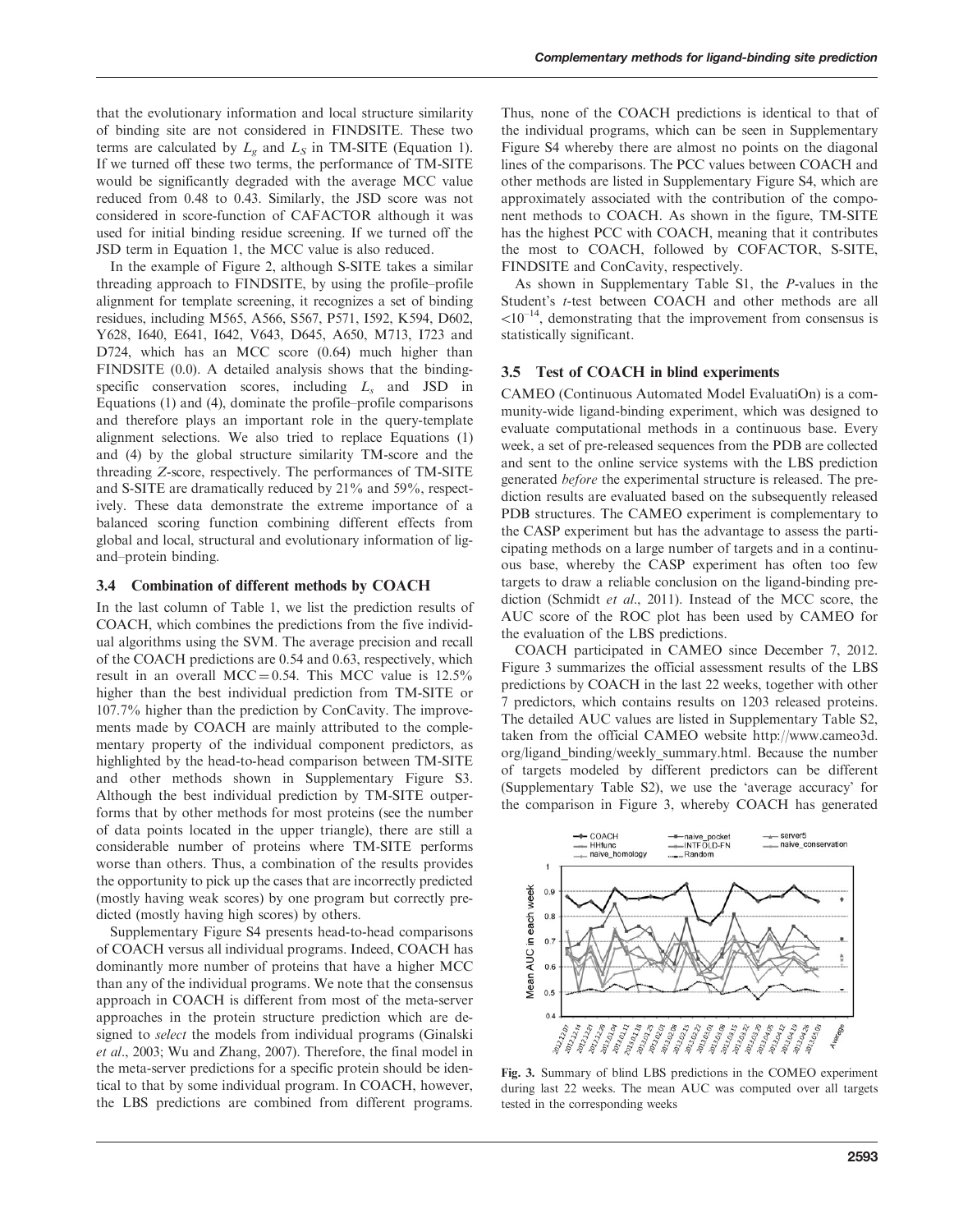that the evolutionary information and local structure similarity of binding site are not considered in FINDSITE. These two terms are calculated by $L_g$ and $L_S$ in TM-SITE (Equation 1). If we turned off these two terms, the performance of TM-SITE would be significantly degraded with the average MCC value reduced from 0.48 to 0.43. Similarly, the JSD score was not considered in score-function of CAFACTOR although it was used for initial binding residue screening. If we turned off the JSD term in Equation 1, the MCC value is also reduced.

In the example of Figure 2, although S-SITE takes a similar threading approach to FINDSITE, by using the profile–profile alignment for template screening, it recognizes a set of binding residues, including M565, A566, S567, P571, I592, K594, D602, Y628, I640, E641, I642, V643, D645, A650, M713, I723 and D724, which has an MCC score (0.64) much higher than FINDSITE (0.0). A detailed analysis shows that the binding-specific conservation scores, including $L_s$ and JSD in Equations (1) and (4), dominate the profile–profile comparisons and therefore plays an important role in the query-template alignment selections. We also tried to replace Equations (1) and (4) by the global structure similarity TM-score and the threading *Z*-score, respectively. The performances of TM-SITE and S-SITE are dramatically reduced by 21% and 59%, respectively. These data demonstrate the extreme importance of a balanced scoring function combining different effects from global and local, structural and evolutionary information of ligand–protein binding.

### 3.4 Combination of different methods by COACH

In the last column of Table 1, we list the prediction results of COACH, which combines the predictions from the five individual algorithms using the SVM. The average precision and recall of the COACH predictions are 0.54 and 0.63, respectively, which result in an overall MCC = 0.54. This MCC value is 12.5% higher than the best individual prediction from TM-SITE or 107.7% higher than the prediction by ConCavity. The improvements made by COACH are mainly attributed to the complementary property of the individual component predictors, as highlighted by the head-to-head comparison between TM-SITE and other methods shown in Supplementary Figure S3. Although the best individual prediction by TM-SITE outperforms that by other methods for most proteins (see the number of data points located in the upper triangle), there are still a considerable number of proteins where TM-SITE performs worse than others. Thus, a combination of the results provides the opportunity to pick up the cases that are incorrectly predicted (mostly having weak scores) by one program but correctly predicted (mostly having high scores) by others.

Supplementary Figure S4 presents head-to-head comparisons of COACH versus all individual programs. Indeed, COACH has dominantly more number of proteins that have a higher MCC than any of the individual programs. We note that the consensus approach in COACH is different from most of the meta-server approaches in the protein structure prediction which are designed to *select* the models from individual programs (Ginalski *et al*., 2003; Wu and Zhang, 2007). Therefore, the final model in the meta-server predictions for a specific protein should be identical to that by some individual program. In COACH, however, the LBS predictions are combined from different programs. Thus, none of the COACH predictions is identical to that of the individual programs, which can be seen in Supplementary Figure S4 whereby there are almost no points on the diagonal lines of the comparisons. The PCC values between COACH and other methods are listed in Supplementary Figure S4, which are approximately associated with the contribution of the component methods to COACH. As shown in the figure, TM-SITE has the highest PCC with COACH, meaning that it contributes the most to COACH, followed by COFACTOR, S-SITE, FINDSITE and ConCavity, respectively.

As shown in Supplementary Table S1, the *P*-values in the Student's *t*-test between COACH and other methods are all $<10^{-14}$, demonstrating that the improvement from consensus is statistically significant.

### 3.5 Test of COACH in blind experiments

CAMEO (Continuous Automated Model EvaluatiOn) is a community-wide ligand-binding experiment, which was designed to evaluate computational methods in a continuous base. Every week, a set of pre-released sequences from the PDB are collected and sent to the online service systems with the LBS prediction generated *before* the experimental structure is released. The prediction results are evaluated based on the subsequently released PDB structures. The CAMEO experiment is complementary to the CASP experiment but has the advantage to assess the participating methods on a large number of targets and in a continuous base, whereby the CASP experiment has often too few targets to draw a reliable conclusion on the ligand-binding prediction (Schmidt *et al*., 2011). Instead of the MCC score, the AUC score of the ROC plot has been used by CAMEO for the evaluation of the LBS predictions.

COACH participated in CAMEO since December 7, 2012. Figure 3 summarizes the official assessment results of the LBS predictions by COACH in the last 22 weeks, together with other 7 predictors, which contains results on 1203 released proteins. The detailed AUC values are listed in Supplementary Table S2, taken from the official CAMEO website http://www.cameo3d.org/ligand_binding/weekly_summary.html. Because the number of targets modeled by different predictors can be different (Supplementary Table S2), we use the 'average accuracy' for the comparison in Figure 3, whereby COACH has generated

Fig. 3. Summary of blind LBS predictions in the COMEO experiment during last 22 weeks. The mean AUC was computed over all targets tested in the corresponding weeks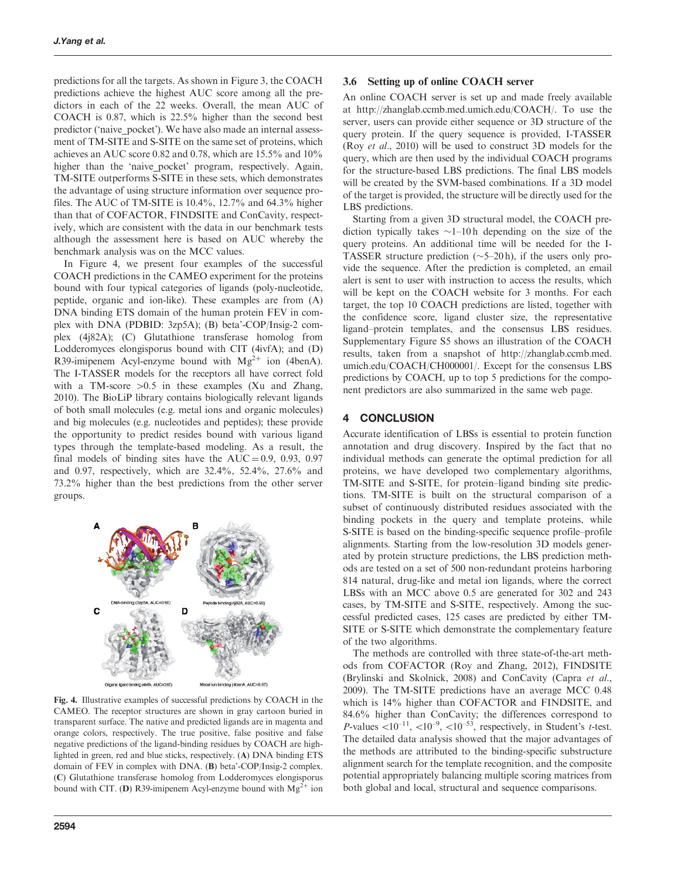predictions for all the targets. As shown in Figure 3, the COACH predictions achieve the highest AUC score among all the predictors in each of the 22 weeks. Overall, the mean AUC of COACH is 0.87, which is 22.5% higher than the second best predictor ('naive_pocket'). We have also made an internal assessment of TM-SITE and S-SITE on the same set of proteins, which achieves an AUC score 0.82 and 0.78, which are 15.5% and 10% higher than the 'naive_pocket' program, respectively. Again, TM-SITE outperforms S-SITE in these sets, which demonstrates the advantage of using structure information over sequence profiles. The AUC of TM-SITE is 10.4%, 12.7% and 64.3% higher than that of COFACTOR, FINDSITE and ConCavity, respectively, which are consistent with the data in our benchmark tests although the assessment here is based on AUC whereby the benchmark analysis was on the MCC values.

In Figure 4, we present four examples of the successful COACH predictions in the CAMEO experiment for the proteins bound with four typical categories of ligands (poly-nucleotide, peptide, organic and ion-like). These examples are from (A) DNA binding ETS domain of the human protein FEV in complex with DNA (PDBID: 3zp5A); (B) beta'-COP/Insig-2 complex (4j82A); (C) Glutathione transferase homolog from Lodderomyces elongisporus bound with CIT (4ivfA); and (D) R39-imipenem Acyl-enzyme bound with $Mg^{2+}$ ion (4benA). The I-TASSER models for the receptors all have correct fold with a TM-score >0.5 in these examples (Xu and Zhang, 2010). The BioLiP library contains biologically relevant ligands of both small molecules (e.g. metal ions and organic molecules) and big molecules (e.g. nucleotides and peptides); these provide the opportunity to predict resides bound with various ligand types through the template-based modeling. As a result, the final models of binding sites have the AUC = 0.9, 0.93, 0.97 and 0.97, respectively, which are 32.4%, 52.4%, 27.6% and 73.2% higher than the best predictions from the other server groups.

**Fig. 4.** Illustrative examples of successful predictions by COACH in the CAMEO. The receptor structures are shown in gray cartoon buried in transparent surface. The native and predicted ligands are in magenta and orange colors, respectively. The true positive, false positive and false negative predictions of the ligand-binding residues by COACH are highlighted in green, red and blue sticks, respectively. (**A**) DNA binding ETS domain of FEV in complex with DNA. (**B**) beta'-COP/Insig-2 complex. (**C**) Glutathione transferase homolog from Lodderomyces elongisporus bound with CIT. (**D**) R39-imipenem Acyl-enzyme bound with $Mg^{2+}$ ion

### 3.6 Setting up of online COACH server

An online COACH server is set up and made freely available at http://zhanglab.ccmb.med.umich.edu/COACH/. To use the server, users can provide either sequence or 3D structure of the query protein. If the query sequence is provided, I-TASSER (Roy *et al.*, 2010) will be used to construct 3D models for the query, which are then used by the individual COACH programs for the structure-based LBS predictions. The final LBS models will be created by the SVM-based combinations. If a 3D model of the target is provided, the structure will be directly used for the LBS predictions.

Starting from a given 3D structural model, the COACH prediction typically takes ~1–10 h depending on the size of the query proteins. An additional time will be needed for the I-TASSER structure prediction (~5–20 h), if the users only provide the sequence. After the prediction is completed, an email alert is sent to user with instruction to access the results, which will be kept on the COACH website for 3 months. For each target, the top 10 COACH predictions are listed, together with the confidence score, ligand cluster size, the representative ligand–protein templates, and the consensus LBS residues. Supplementary Figure S5 shows an illustration of the COACH results, taken from a snapshot of http://zhanglab.ccmb.med.umich.edu/COACH/CH000001/. Except for the consensus LBS predictions by COACH, up to top 5 predictions for the component predictors are also summarized in the same web page.

## 4 CONCLUSION

Accurate identification of LBSs is essential to protein function annotation and drug discovery. Inspired by the fact that no individual methods can generate the optimal prediction for all proteins, we have developed two complementary algorithms, TM-SITE and S-SITE, for protein–ligand binding site predictions. TM-SITE is built on the structural comparison of a subset of continuously distributed residues associated with the binding pockets in the query and template proteins, while S-SITE is based on the binding-specific sequence profile–profile alignments. Starting from the low-resolution 3D models generated by protein structure predictions, the LBS prediction methods are tested on a set of 500 non-redundant proteins harboring 814 natural, drug-like and metal ion ligands, where the correct LBSs with an MCC above 0.5 are generated for 302 and 243 cases, by TM-SITE and S-SITE, respectively. Among the successful predicted cases, 125 cases are predicted by either TM-SITE or S-SITE which demonstrate the complementary feature of the two algorithms.

The methods are controlled with three state-of-the-art methods from COFACTOR (Roy and Zhang, 2012), FINDSITE (Brylinski and Skolnick, 2008) and ConCavity (Capra *et al.*, 2009). The TM-SITE predictions have an average MCC 0.48 which is 14% higher than COFACTOR and FINDSITE, and 84.6% higher than ConCavity; the differences correspond to *P*-values $<10^{-11}$, $<10^{-9}$, $<10^{-53}$, respectively, in Student's *t*-test. The detailed data analysis showed that the major advantages of the methods are attributed to the binding-specific substructure alignment search for the template recognition, and the composite potential appropriately balancing multiple scoring matrices from both global and local, structural and sequence comparisons.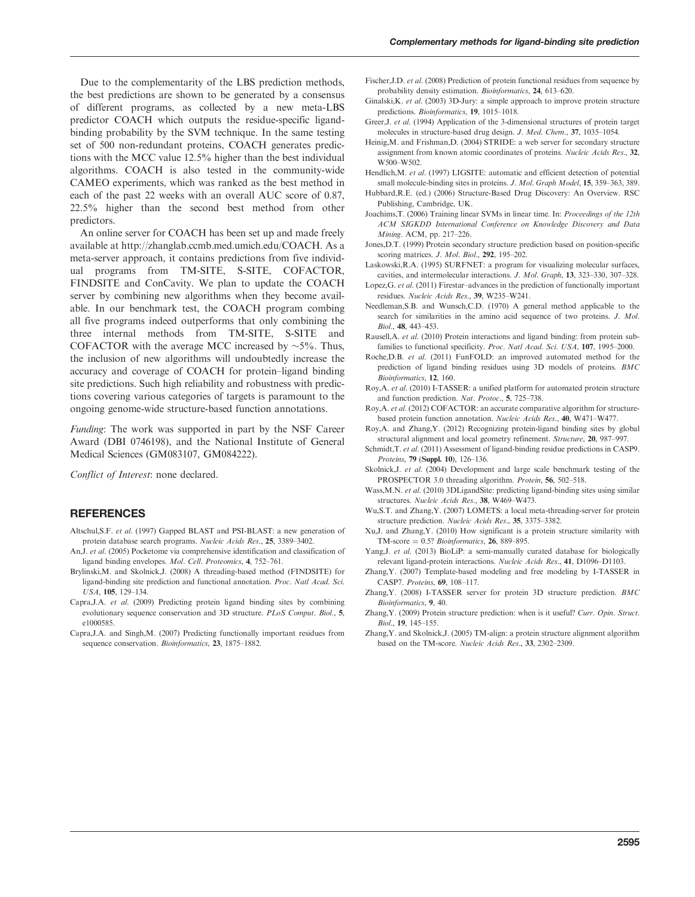Due to the complementarity of the LBS prediction methods, the best predictions are shown to be generated by a consensus of different programs, as collected by a new meta-LBS predictor COACH which outputs the residue-specific ligand-binding probability by the SVM technique. In the same testing set of 500 non-redundant proteins, COACH generates predictions with the MCC value 12.5% higher than the best individual algorithms. COACH is also tested in the community-wide CAMEO experiments, which was ranked as the best method in each of the past 22 weeks with an overall AUC score of 0.87, 22.5% higher than the second best method from other predictors.

An online server for COACH has been set up and made freely available at http://zhanglab.ccmb.med.umich.edu/COACH. As a meta-server approach, it contains predictions from five individual programs from TM-SITE, S-SITE, COFACTOR, FINDSITE and ConCavity. We plan to update the COACH server by combining new algorithms when they become available. In our benchmark test, the COACH program combing all five programs indeed outperforms that only combining the three internal methods from TM-SITE, S-SITE and COFACTOR with the average MCC increased by ~5%. Thus, the inclusion of new algorithms will undoubtedly increase the accuracy and coverage of COACH for protein–ligand binding site predictions. Such high reliability and robustness with predictions covering various categories of targets is paramount to the ongoing genome-wide structure-based function annotations.

*Funding*: The work was supported in part by the NSF Career Award (DBI 0746198), and the National Institute of General Medical Sciences (GM083107, GM084222).

*Conflict of Interest*: none declared.

## REFERENCES

Altschul,S.F. *et al.* (1997) Gapped BLAST and PSI-BLAST: a new generation of protein database search programs. *Nucleic Acids Res.*, **25**, 3389–3402.

An,J. *et al.* (2005) Pocketome via comprehensive identification and classification of ligand binding envelopes. *Mol. Cell. Proteomics*, **4**, 752–761.

Brylinski,M. and Skolnick,J. (2008) A threading-based method (FINDSITE) for ligand-binding site prediction and functional annotation. *Proc. Natl Acad. Sci. USA*, **105**, 129–134.

Capra,J.A. *et al.* (2009) Predicting protein ligand binding sites by combining evolutionary sequence conservation and 3D structure. *PLoS Comput. Biol.*, **5**, e1000585.

Capra,J.A. and Singh,M. (2007) Predicting functionally important residues from sequence conservation. *Bioinformatics*, **23**, 1875–1882.

Fischer,J.D. *et al.* (2008) Prediction of protein functional residues from sequence by probability density estimation. *Bioinformatics*, **24**, 613–620.

Ginalski,K. *et al.* (2003) 3D-Jury: a simple approach to improve protein structure predictions. *Bioinformatics*, **19**, 1015–1018.

Greer,J. *et al.* (1994) Application of the 3-dimensional structures of protein target molecules in structure-based drug design. *J. Med. Chem.*, **37**, 1035–1054.

Heinig,M. and Frishman,D. (2004) STRIDE: a web server for secondary structure assignment from known atomic coordinates of proteins. *Nucleic Acids Res.*, **32**, W500–W502.

Hendlich,M. *et al.* (1997) LIGSITE: automatic and efficient detection of potential small molecule-binding sites in proteins. *J. Mol. Graph Model*, **15**, 359–363, 389.

Hubbard,R.E. (ed.) (2006) Structure-Based Drug Discovery: An Overview. RSC Publishing, Cambridge, UK.

Joachims,T. (2006) Training linear SVMs in linear time. In: *Proceedings of the 12th ACM SIGKDD International Conference on Knowledge Discovery and Data Mining*. ACM, pp. 217–226.

Jones,D.T. (1999) Protein secondary structure prediction based on position-specific scoring matrices. *J. Mol. Biol.*, **292**, 195–202.

Laskowski,R.A. (1995) SURFNET: a program for visualizing molecular surfaces, cavities, and intermolecular interactions. *J. Mol. Graph*, **13**, 323–330, 307–328.

Lopez,G. *et al.* (2011) Firestar–advances in the prediction of functionally important residues. *Nucleic Acids Res.*, **39**, W235–W241.

Needleman,S.B. and Wunsch,C.D. (1970) A general method applicable to the search for similarities in the amino acid sequence of two proteins. *J. Mol. Biol.*, **48**, 443–453.

Rausell,A. *et al.* (2010) Protein interactions and ligand binding: from protein subfamilies to functional specificity. *Proc. Natl Acad. Sci. USA*, **107**, 1995–2000.

Roche,D.B. *et al.* (2011) FunFOLD: an improved automated method for the prediction of ligand binding residues using 3D models of proteins. *BMC Bioinformatics*, **12**, 160.

Roy,A. *et al.* (2010) I-TASSER: a unified platform for automated protein structure and function prediction. *Nat. Protoc.*, **5**, 725–738.

Roy,A. *et al.* (2012) COFACTOR: an accurate comparative algorithm for structure-based protein function annotation. *Nucleic Acids Res.*, **40**, W471–W477.

Roy,A. and Zhang,Y. (2012) Recognizing protein-ligand binding sites by global structural alignment and local geometry refinement. *Structure*, **20**, 987–997.

Schmidt,T. *et al.* (2011) Assessment of ligand-binding residue predictions in CASP9. *Proteins*, **79** (**Suppl. 10**), 126–136.

Skolnick,J. *et al.* (2004) Development and large scale benchmark testing of the PROSPECTOR 3.0 threading algorithm. *Protein*, **56**, 502–518.

Wass,M.N. *et al.* (2010) 3DLigandSite: predicting ligand-binding sites using similar structures. *Nucleic Acids Res.*, **38**, W469–W473.

Wu,S.T. and Zhang,Y. (2007) LOMETS: a local meta-threading-server for protein structure prediction. *Nucleic Acids Res.*, **35**, 3375–3382.

Xu,J. and Zhang,Y. (2010) How significant is a protein structure similarity with TM-score = 0.5? *Bioinformatics*, **26**, 889–895.

Yang,J. *et al.* (2013) BioLiP: a semi-manually curated database for biologically relevant ligand-protein interactions. *Nucleic Acids Res.*, **41**, D1096–D1103.

Zhang,Y. (2007) Template-based modeling and free modeling by I-TASSER in CASP7. *Proteins*, **69**, 108–117.

Zhang,Y. (2008) I-TASSER server for protein 3D structure prediction. *BMC Bioinformatics*, **9**, 40.

Zhang,Y. (2009) Protein structure prediction: when is it useful? *Curr. Opin. Struct. Biol.*, **19**, 145–155.

Zhang,Y. and Skolnick,J. (2005) TM-align: a protein structure alignment algorithm based on the TM-score. *Nucleic Acids Res.*, **33**, 2302–2309.